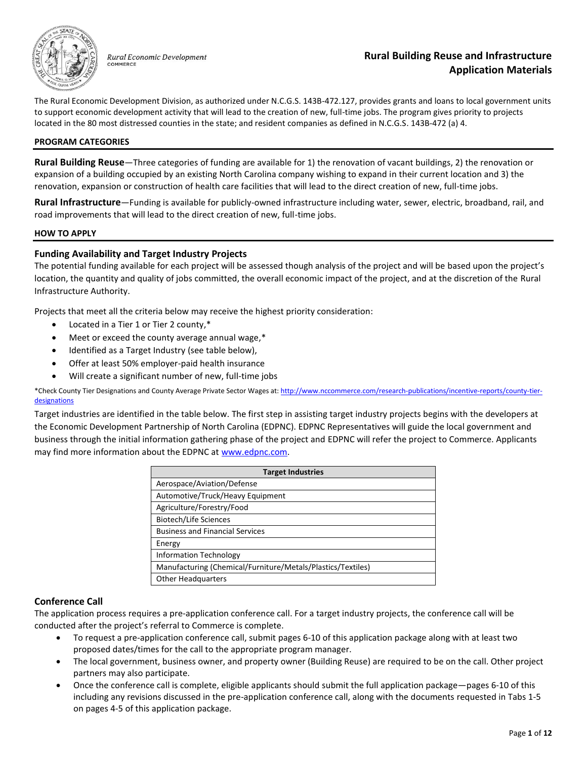Rural Economic Development
COMMERCE

# Rural Building Reuse and Infrastructure Application Materials

The Rural Economic Development Division, as authorized under N.C.G.S. 143B-472.127, provides grants and loans to local government units to support economic development activity that will lead to the creation of new, full-time jobs. The program gives priority to projects located in the 80 most distressed counties in the state; and resident companies as defined in N.C.G.S. 143B-472 (a) 4.

## PROGRAM CATEGORIES

**Rural Building Reuse**—Three categories of funding are available for 1) the renovation of vacant buildings, 2) the renovation or expansion of a building occupied by an existing North Carolina company wishing to expand in their current location and 3) the renovation, expansion or construction of health care facilities that will lead to the direct creation of new, full-time jobs.

**Rural Infrastructure**—Funding is available for publicly-owned infrastructure including water, sewer, electric, broadband, rail, and road improvements that will lead to the direct creation of new, full-time jobs.

## HOW TO APPLY

### Funding Availability and Target Industry Projects

The potential funding available for each project will be assessed though analysis of the project and will be based upon the project's location, the quantity and quality of jobs committed, the overall economic impact of the project, and at the discretion of the Rural Infrastructure Authority.

Projects that meet all the criteria below may receive the highest priority consideration:

- Located in a Tier 1 or Tier 2 county,*
- Meet or exceed the county average annual wage,*
- Identified as a Target Industry (see table below),
- Offer at least 50% employer-paid health insurance
- Will create a significant number of new, full-time jobs

*Check County Tier Designations and County Average Private Sector Wages at: http://www.nccommerce.com/research-publications/incentive-reports/county-tier-designations

Target industries are identified in the table below. The first step in assisting target industry projects begins with the developers at the Economic Development Partnership of North Carolina (EDPNC). EDPNC Representatives will guide the local government and business through the initial information gathering phase of the project and EDPNC will refer the project to Commerce. Applicants may find more information about the EDPNC at www.edpnc.com.

| Target Industries |
|---|
| Aerospace/Aviation/Defense |
| Automotive/Truck/Heavy Equipment |
| Agriculture/Forestry/Food |
| Biotech/Life Sciences |
| Business and Financial Services |
| Energy |
| Information Technology |
| Manufacturing (Chemical/Furniture/Metals/Plastics/Textiles) |
| Other Headquarters |

### Conference Call

The application process requires a pre-application conference call. For a target industry projects, the conference call will be conducted after the project's referral to Commerce is complete.

- To request a pre-application conference call, submit pages 6-10 of this application package along with at least two proposed dates/times for the call to the appropriate program manager.
- The local government, business owner, and property owner (Building Reuse) are required to be on the call. Other project partners may also participate.
- Once the conference call is complete, eligible applicants should submit the full application package—pages 6-10 of this including any revisions discussed in the pre-application conference call, along with the documents requested in Tabs 1-5 on pages 4-5 of this application package.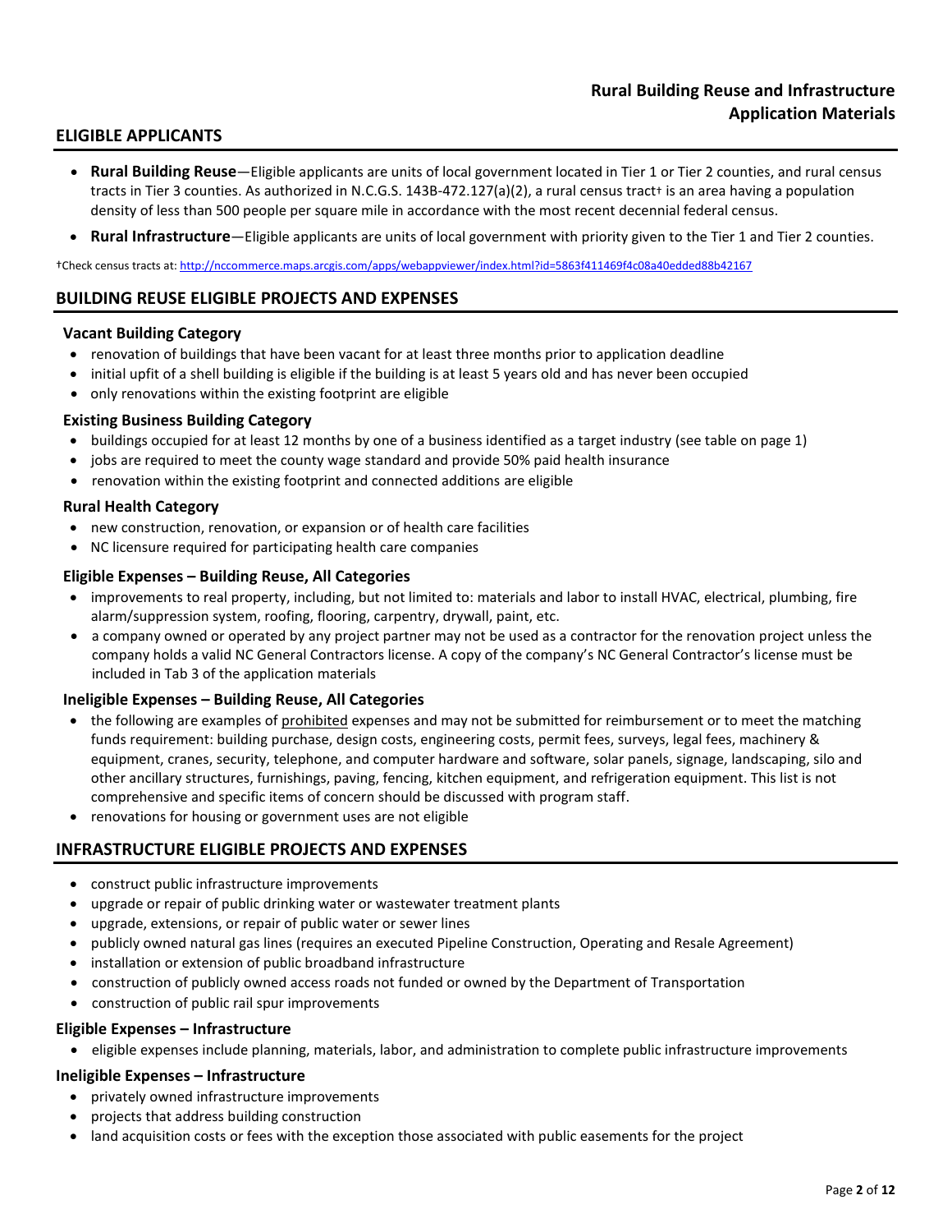## ELIGIBLE APPLICANTS

- **Rural Building Reuse**—Eligible applicants are units of local government located in Tier 1 or Tier 2 counties, and rural census tracts in Tier 3 counties. As authorized in N.C.G.S. 143B-472.127(a)(2), a rural census tract† is an area having a population density of less than 500 people per square mile in accordance with the most recent decennial federal census.
- **Rural Infrastructure**—Eligible applicants are units of local government with priority given to the Tier 1 and Tier 2 counties.

†Check census tracts at: http://nccommerce.maps.arcgis.com/apps/webappviewer/index.html?id=5863f411469f4c08a40edded88b42167

## BUILDING REUSE ELIGIBLE PROJECTS AND EXPENSES

### Vacant Building Category

- renovation of buildings that have been vacant for at least three months prior to application deadline
- initial upfit of a shell building is eligible if the building is at least 5 years old and has never been occupied
- only renovations within the existing footprint are eligible

### Existing Business Building Category

- buildings occupied for at least 12 months by one of a business identified as a target industry (see table on page 1)
- jobs are required to meet the county wage standard and provide 50% paid health insurance
- renovation within the existing footprint and connected additions are eligible

### Rural Health Category

- new construction, renovation, or expansion or of health care facilities
- NC licensure required for participating health care companies

### Eligible Expenses – Building Reuse, All Categories

- improvements to real property, including, but not limited to: materials and labor to install HVAC, electrical, plumbing, fire alarm/suppression system, roofing, flooring, carpentry, drywall, paint, etc.
- a company owned or operated by any project partner may not be used as a contractor for the renovation project unless the company holds a valid NC General Contractors license. A copy of the company's NC General Contractor's license must be included in Tab 3 of the application materials

### Ineligible Expenses – Building Reuse, All Categories

- the following are examples of prohibited expenses and may not be submitted for reimbursement or to meet the matching funds requirement: building purchase, design costs, engineering costs, permit fees, surveys, legal fees, machinery & equipment, cranes, security, telephone, and computer hardware and software, solar panels, signage, landscaping, silo and other ancillary structures, furnishings, paving, fencing, kitchen equipment, and refrigeration equipment. This list is not comprehensive and specific items of concern should be discussed with program staff.
- renovations for housing or government uses are not eligible

## INFRASTRUCTURE ELIGIBLE PROJECTS AND EXPENSES

- construct public infrastructure improvements
- upgrade or repair of public drinking water or wastewater treatment plants
- upgrade, extensions, or repair of public water or sewer lines
- publicly owned natural gas lines (requires an executed Pipeline Construction, Operating and Resale Agreement)
- installation or extension of public broadband infrastructure
- construction of publicly owned access roads not funded or owned by the Department of Transportation
- construction of public rail spur improvements

### Eligible Expenses – Infrastructure

- eligible expenses include planning, materials, labor, and administration to complete public infrastructure improvements

### Ineligible Expenses – Infrastructure

- privately owned infrastructure improvements
- projects that address building construction
- land acquisition costs or fees with the exception those associated with public easements for the project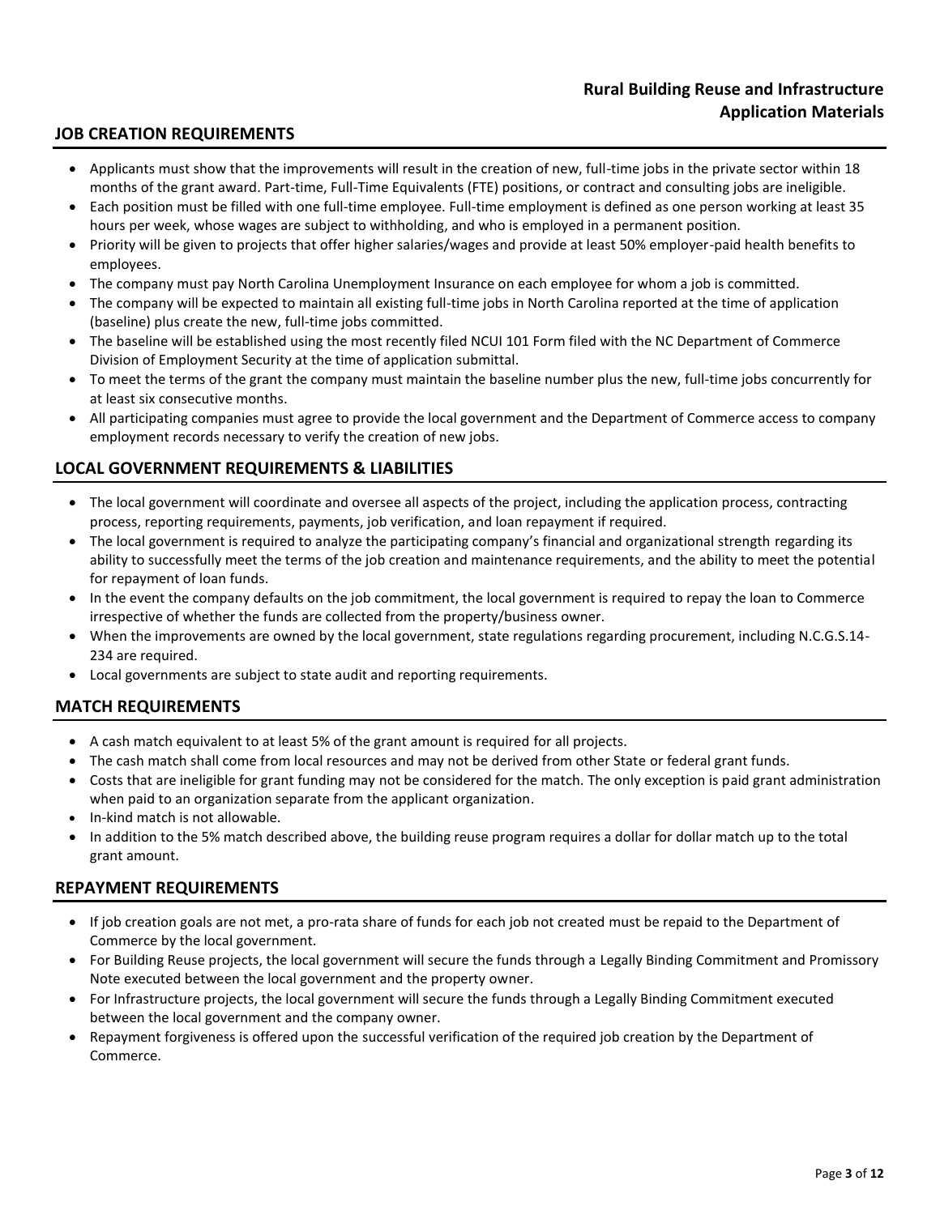## JOB CREATION REQUIREMENTS

- Applicants must show that the improvements will result in the creation of new, full-time jobs in the private sector within 18 months of the grant award. Part-time, Full-Time Equivalents (FTE) positions, or contract and consulting jobs are ineligible.
- Each position must be filled with one full-time employee. Full-time employment is defined as one person working at least 35 hours per week, whose wages are subject to withholding, and who is employed in a permanent position.
- Priority will be given to projects that offer higher salaries/wages and provide at least 50% employer-paid health benefits to employees.
- The company must pay North Carolina Unemployment Insurance on each employee for whom a job is committed.
- The company will be expected to maintain all existing full-time jobs in North Carolina reported at the time of application (baseline) plus create the new, full-time jobs committed.
- The baseline will be established using the most recently filed NCUI 101 Form filed with the NC Department of Commerce Division of Employment Security at the time of application submittal.
- To meet the terms of the grant the company must maintain the baseline number plus the new, full-time jobs concurrently for at least six consecutive months.
- All participating companies must agree to provide the local government and the Department of Commerce access to company employment records necessary to verify the creation of new jobs.

## LOCAL GOVERNMENT REQUIREMENTS & LIABILITIES

- The local government will coordinate and oversee all aspects of the project, including the application process, contracting process, reporting requirements, payments, job verification, and loan repayment if required.
- The local government is required to analyze the participating company's financial and organizational strength regarding its ability to successfully meet the terms of the job creation and maintenance requirements, and the ability to meet the potential for repayment of loan funds.
- In the event the company defaults on the job commitment, the local government is required to repay the loan to Commerce irrespective of whether the funds are collected from the property/business owner.
- When the improvements are owned by the local government, state regulations regarding procurement, including N.C.G.S.14-234 are required.
- Local governments are subject to state audit and reporting requirements.

## MATCH REQUIREMENTS

- A cash match equivalent to at least 5% of the grant amount is required for all projects.
- The cash match shall come from local resources and may not be derived from other State or federal grant funds.
- Costs that are ineligible for grant funding may not be considered for the match. The only exception is paid grant administration when paid to an organization separate from the applicant organization.
- In-kind match is not allowable.
- In addition to the 5% match described above, the building reuse program requires a dollar for dollar match up to the total grant amount.

## REPAYMENT REQUIREMENTS

- If job creation goals are not met, a pro-rata share of funds for each job not created must be repaid to the Department of Commerce by the local government.
- For Building Reuse projects, the local government will secure the funds through a Legally Binding Commitment and Promissory Note executed between the local government and the property owner.
- For Infrastructure projects, the local government will secure the funds through a Legally Binding Commitment executed between the local government and the company owner.
- Repayment forgiveness is offered upon the successful verification of the required job creation by the Department of Commerce.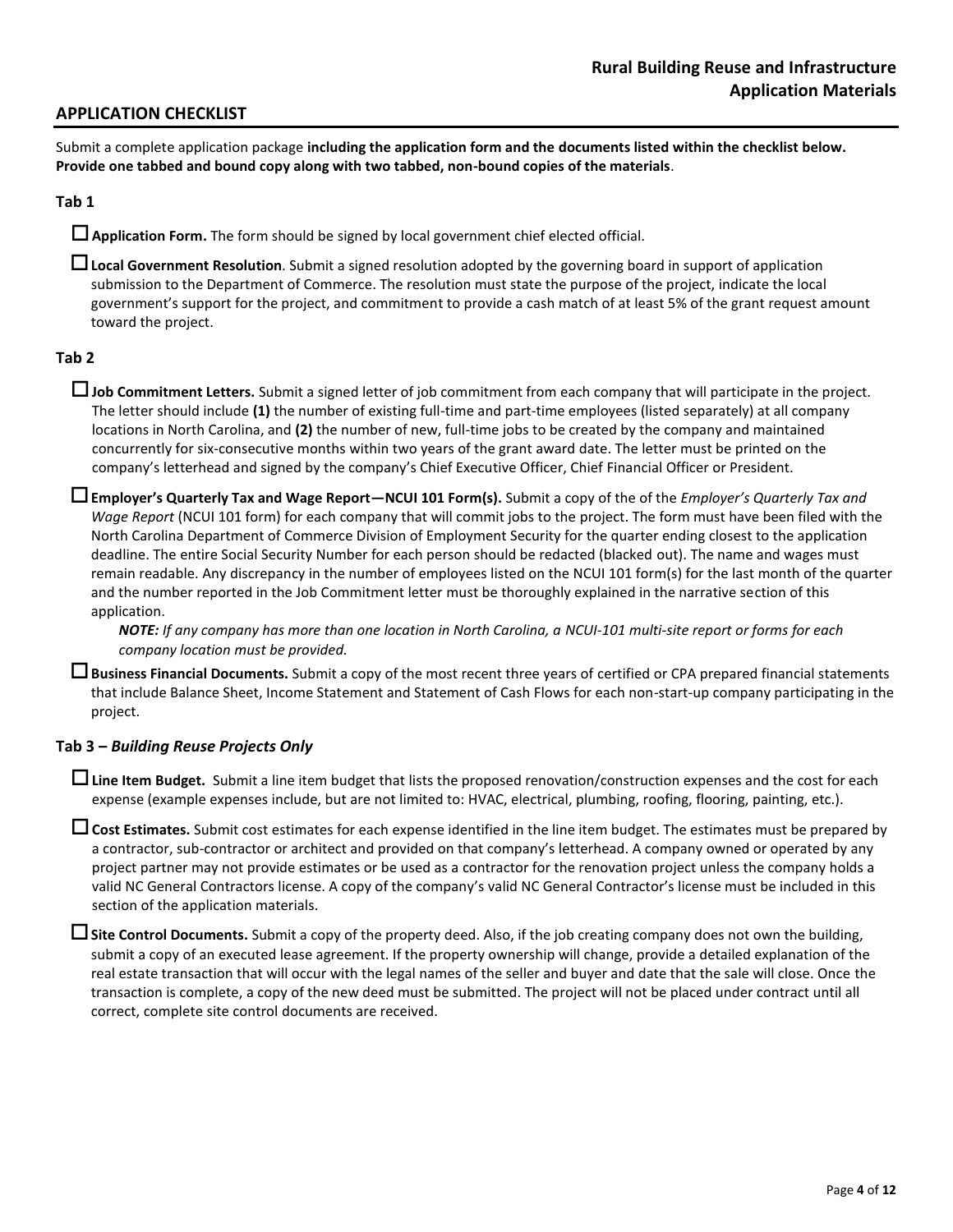## APPLICATION CHECKLIST

Submit a complete application package **including the application form and the documents listed within the checklist below. Provide one tabbed and bound copy along with two tabbed, non-bound copies of the materials**.

### Tab 1

- ☐ **Application Form.** The form should be signed by local government chief elected official.
- ☐ **Local Government Resolution**. Submit a signed resolution adopted by the governing board in support of application submission to the Department of Commerce. The resolution must state the purpose of the project, indicate the local government's support for the project, and commitment to provide a cash match of at least 5% of the grant request amount toward the project.

### Tab 2

- ☐ **Job Commitment Letters.** Submit a signed letter of job commitment from each company that will participate in the project. The letter should include **(1)** the number of existing full-time and part-time employees (listed separately) at all company locations in North Carolina, and **(2)** the number of new, full-time jobs to be created by the company and maintained concurrently for six-consecutive months within two years of the grant award date. The letter must be printed on the company's letterhead and signed by the company's Chief Executive Officer, Chief Financial Officer or President.
- ☐ **Employer's Quarterly Tax and Wage Report—NCUI 101 Form(s).** Submit a copy of the of the *Employer's Quarterly Tax and Wage Report* (NCUI 101 form) for each company that will commit jobs to the project. The form must have been filed with the North Carolina Department of Commerce Division of Employment Security for the quarter ending closest to the application deadline. The entire Social Security Number for each person should be redacted (blacked out). The name and wages must remain readable. Any discrepancy in the number of employees listed on the NCUI 101 form(s) for the last month of the quarter and the number reported in the Job Commitment letter must be thoroughly explained in the narrative section of this application.

  ***NOTE:*** *If any company has more than one location in North Carolina, a NCUI-101 multi-site report or forms for each company location must be provided.*
- ☐ **Business Financial Documents.** Submit a copy of the most recent three years of certified or CPA prepared financial statements that include Balance Sheet, Income Statement and Statement of Cash Flows for each non-start-up company participating in the project.

### Tab 3 – *Building Reuse Projects Only*

- ☐ **Line Item Budget.** Submit a line item budget that lists the proposed renovation/construction expenses and the cost for each expense (example expenses include, but are not limited to: HVAC, electrical, plumbing, roofing, flooring, painting, etc.).
- ☐ **Cost Estimates.** Submit cost estimates for each expense identified in the line item budget. The estimates must be prepared by a contractor, sub-contractor or architect and provided on that company's letterhead. A company owned or operated by any project partner may not provide estimates or be used as a contractor for the renovation project unless the company holds a valid NC General Contractors license. A copy of the company's valid NC General Contractor's license must be included in this section of the application materials.
- ☐ **Site Control Documents.** Submit a copy of the property deed. Also, if the job creating company does not own the building, submit a copy of an executed lease agreement. If the property ownership will change, provide a detailed explanation of the real estate transaction that will occur with the legal names of the seller and buyer and date that the sale will close. Once the transaction is complete, a copy of the new deed must be submitted. The project will not be placed under contract until all correct, complete site control documents are received.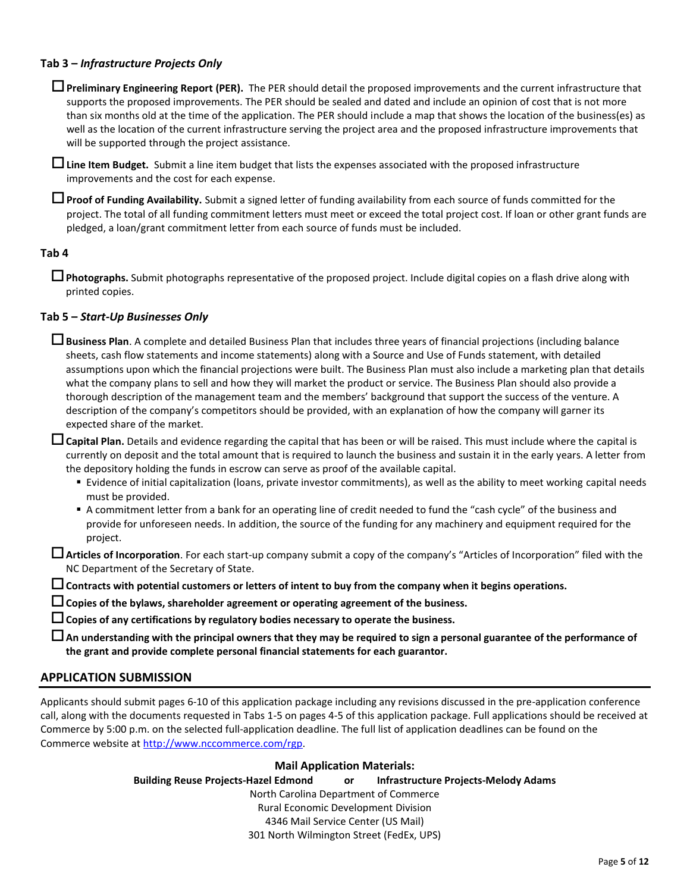### Tab 3 – *Infrastructure Projects Only*

☐ **Preliminary Engineering Report (PER).** The PER should detail the proposed improvements and the current infrastructure that supports the proposed improvements. The PER should be sealed and dated and include an opinion of cost that is not more than six months old at the time of the application. The PER should include a map that shows the location of the business(es) as well as the location of the current infrastructure serving the project area and the proposed infrastructure improvements that will be supported through the project assistance.

☐ **Line Item Budget.** Submit a line item budget that lists the expenses associated with the proposed infrastructure improvements and the cost for each expense.

☐ **Proof of Funding Availability.** Submit a signed letter of funding availability from each source of funds committed for the project. The total of all funding commitment letters must meet or exceed the total project cost. If loan or other grant funds are pledged, a loan/grant commitment letter from each source of funds must be included.

### Tab 4

☐ **Photographs.** Submit photographs representative of the proposed project. Include digital copies on a flash drive along with printed copies.

### Tab 5 – *Start-Up Businesses Only*

☐ **Business Plan**. A complete and detailed Business Plan that includes three years of financial projections (including balance sheets, cash flow statements and income statements) along with a Source and Use of Funds statement, with detailed assumptions upon which the financial projections were built. The Business Plan must also include a marketing plan that details what the company plans to sell and how they will market the product or service. The Business Plan should also provide a thorough description of the management team and the members' background that support the success of the venture. A description of the company's competitors should be provided, with an explanation of how the company will garner its expected share of the market.

☐ **Capital Plan.** Details and evidence regarding the capital that has been or will be raised. This must include where the capital is currently on deposit and the total amount that is required to launch the business and sustain it in the early years. A letter from the depository holding the funds in escrow can serve as proof of the available capital.

- Evidence of initial capitalization (loans, private investor commitments), as well as the ability to meet working capital needs must be provided.
- A commitment letter from a bank for an operating line of credit needed to fund the "cash cycle" of the business and provide for unforeseen needs. In addition, the source of the funding for any machinery and equipment required for the project.

☐ **Articles of Incorporation**. For each start-up company submit a copy of the company's "Articles of Incorporation" filed with the NC Department of the Secretary of State.

☐ **Contracts with potential customers or letters of intent to buy from the company when it begins operations.**

☐ **Copies of the bylaws, shareholder agreement or operating agreement of the business.**

☐ **Copies of any certifications by regulatory bodies necessary to operate the business.**

☐ **An understanding with the principal owners that they may be required to sign a personal guarantee of the performance of the grant and provide complete personal financial statements for each guarantor.**

## APPLICATION SUBMISSION

Applicants should submit pages 6-10 of this application package including any revisions discussed in the pre-application conference call, along with the documents requested in Tabs 1-5 on pages 4-5 of this application package. Full applications should be received at Commerce by 5:00 p.m. on the selected full-application deadline. The full list of application deadlines can be found on the Commerce website at http://www.nccommerce.com/rgp.

**Mail Application Materials:**

**Building Reuse Projects-Hazel Edmond or Infrastructure Projects-Melody Adams**

North Carolina Department of Commerce
Rural Economic Development Division
4346 Mail Service Center (US Mail)
301 North Wilmington Street (FedEx, UPS)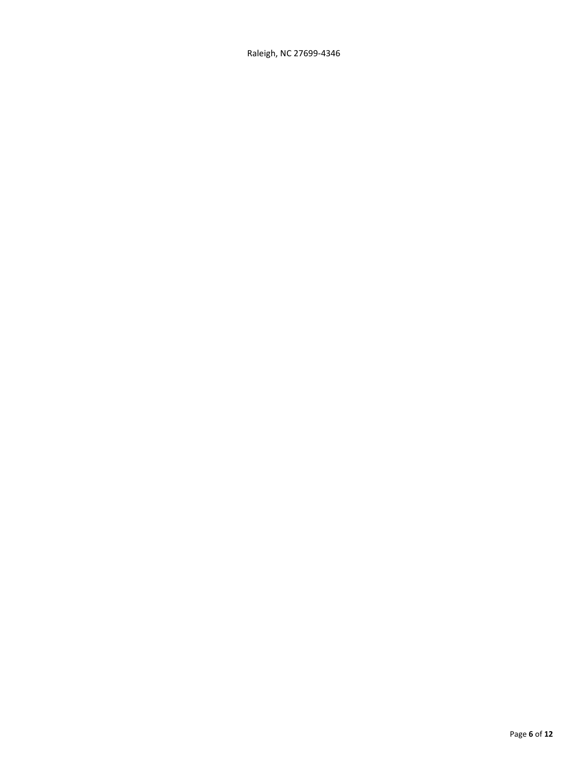Raleigh, NC 27699-4346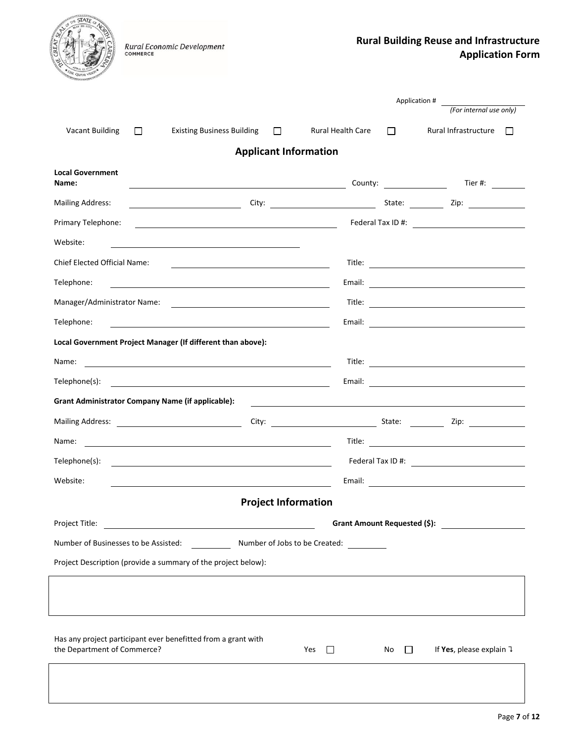Rural Economic Development
COMMERCE

# Rural Building Reuse and Infrastructure Application Form

Application # \_\_\_\_\_\_\_\_\_\_\_\_\_\_\_\_
*(For internal use only)*

Vacant Building ☐ Existing Business Building ☐ Rural Health Care ☐ Rural Infrastructure ☐

## Applicant Information

**Local Government Name:** \_\_\_\_\_\_\_\_\_\_\_\_\_\_\_\_ County: \_\_\_\_\_\_\_\_ Tier #: \_\_\_\_\_\_

Mailing Address: \_\_\_\_\_\_\_\_\_\_\_\_\_\_\_\_ City: \_\_\_\_\_\_\_\_\_\_\_\_ State: \_\_\_\_\_\_ Zip: \_\_\_\_\_\_

Primary Telephone: \_\_\_\_\_\_\_\_\_\_\_\_\_\_\_\_ Federal Tax ID #: \_\_\_\_\_\_\_\_\_\_\_\_

Website: \_\_\_\_\_\_\_\_\_\_\_\_\_\_\_\_

Chief Elected Official Name: \_\_\_\_\_\_\_\_\_\_\_\_\_\_\_\_ Title: \_\_\_\_\_\_\_\_\_\_\_\_

Telephone: \_\_\_\_\_\_\_\_\_\_\_\_\_\_\_\_ Email: \_\_\_\_\_\_\_\_\_\_\_\_

Manager/Administrator Name: \_\_\_\_\_\_\_\_\_\_\_\_\_\_\_\_ Title: \_\_\_\_\_\_\_\_\_\_\_\_

Telephone: \_\_\_\_\_\_\_\_\_\_\_\_\_\_\_\_ Email: \_\_\_\_\_\_\_\_\_\_\_\_

**Local Government Project Manager (If different than above):**

Name: \_\_\_\_\_\_\_\_\_\_\_\_\_\_\_\_ Title: \_\_\_\_\_\_\_\_\_\_\_\_

Telephone(s): \_\_\_\_\_\_\_\_\_\_\_\_\_\_\_\_ Email: \_\_\_\_\_\_\_\_\_\_\_\_

**Grant Administrator Company Name (if applicable):** \_\_\_\_\_\_\_\_\_\_\_\_\_\_\_\_

Mailing Address: \_\_\_\_\_\_\_\_\_\_\_\_\_\_\_\_ City: \_\_\_\_\_\_\_\_\_\_\_\_ State: \_\_\_\_\_\_ Zip: \_\_\_\_\_\_

Name: \_\_\_\_\_\_\_\_\_\_\_\_\_\_\_\_ Title: \_\_\_\_\_\_\_\_\_\_\_\_

Telephone(s): \_\_\_\_\_\_\_\_\_\_\_\_\_\_\_\_ Federal Tax ID #: \_\_\_\_\_\_\_\_\_\_\_\_

Website: \_\_\_\_\_\_\_\_\_\_\_\_\_\_\_\_ Email: \_\_\_\_\_\_\_\_\_\_\_\_

## Project Information

Project Title: \_\_\_\_\_\_\_\_\_\_\_\_\_\_\_\_ **Grant Amount Requested ($):** \_\_\_\_\_\_\_\_\_\_\_\_

Number of Businesses to be Assisted: \_\_\_\_\_\_ Number of Jobs to be Created: \_\_\_\_\_\_

Project Description (provide a summary of the project below):

| |
|---|
| |

Has any project participant ever benefitted from a grant with the Department of Commerce? Yes ☐ No ☐ If **Yes**, please explain ↴

| |
|---|
| |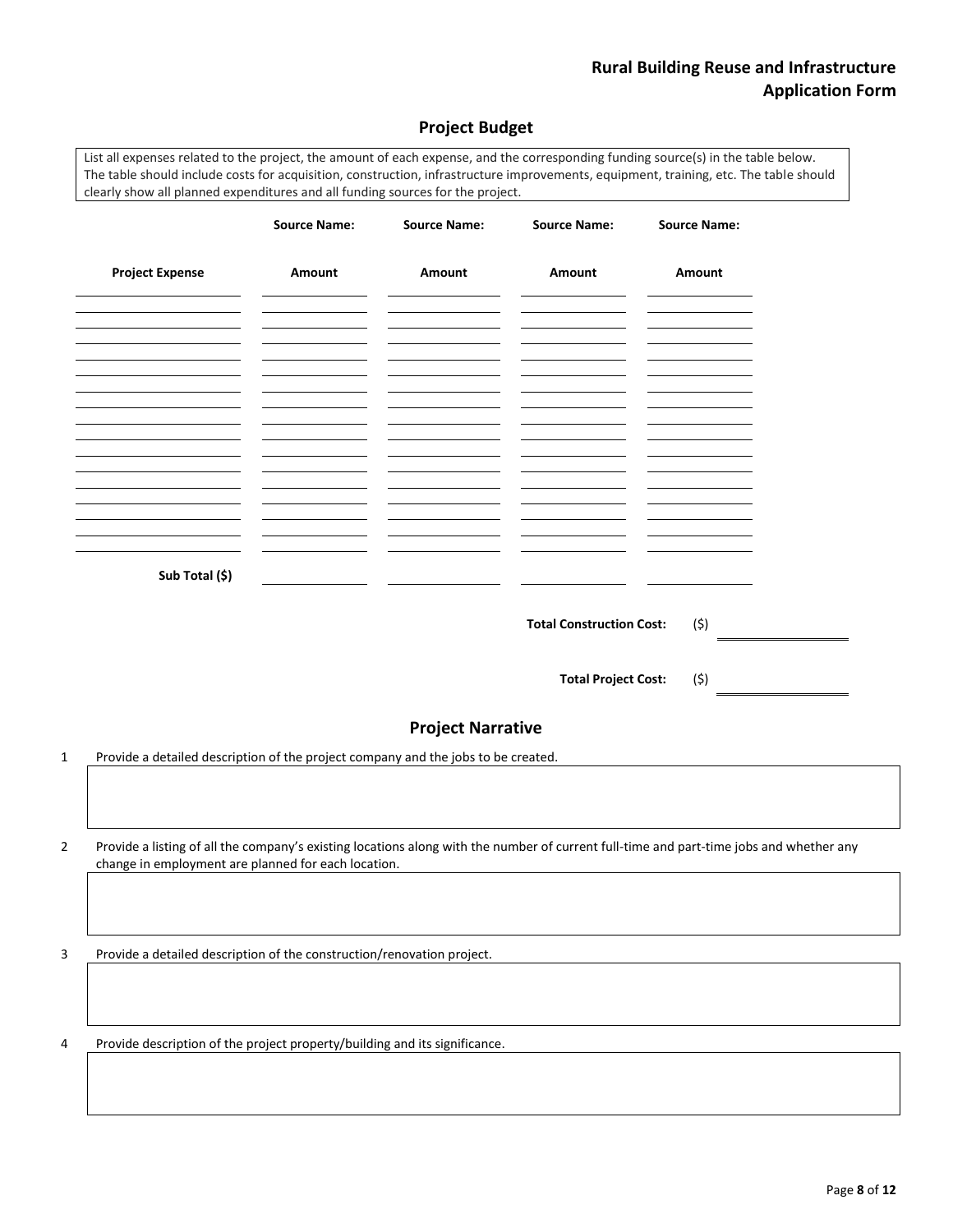# Rural Building Reuse and Infrastructure Application Form

## Project Budget

List all expenses related to the project, the amount of each expense, and the corresponding funding source(s) in the table below. The table should include costs for acquisition, construction, infrastructure improvements, equipment, training, etc. The table should clearly show all planned expenditures and all funding sources for the project.

| | Source Name: | Source Name: | Source Name: | Source Name: |
|---|---|---|---|---|
| **Project Expense** | **Amount** | **Amount** | **Amount** | **Amount** |
| | | | | |
| | | | | |
| | | | | |
| | | | | |
| | | | | |
| | | | | |
| | | | | |
| | | | | |
| | | | | |
| | | | | |
| | | | | |
| | | | | |
| | | | | |
| | | | | |
| | | | | |
| | | | | |
| **Sub Total ($)** | | | | |

**Total Construction Cost:** ($) ____________

**Total Project Cost:** ($) ____________

## Project Narrative

1. Provide a detailed description of the project company and the jobs to be created.

2. Provide a listing of all the company's existing locations along with the number of current full-time and part-time jobs and whether any change in employment are planned for each location.

3. Provide a detailed description of the construction/renovation project.

4. Provide description of the project property/building and its significance.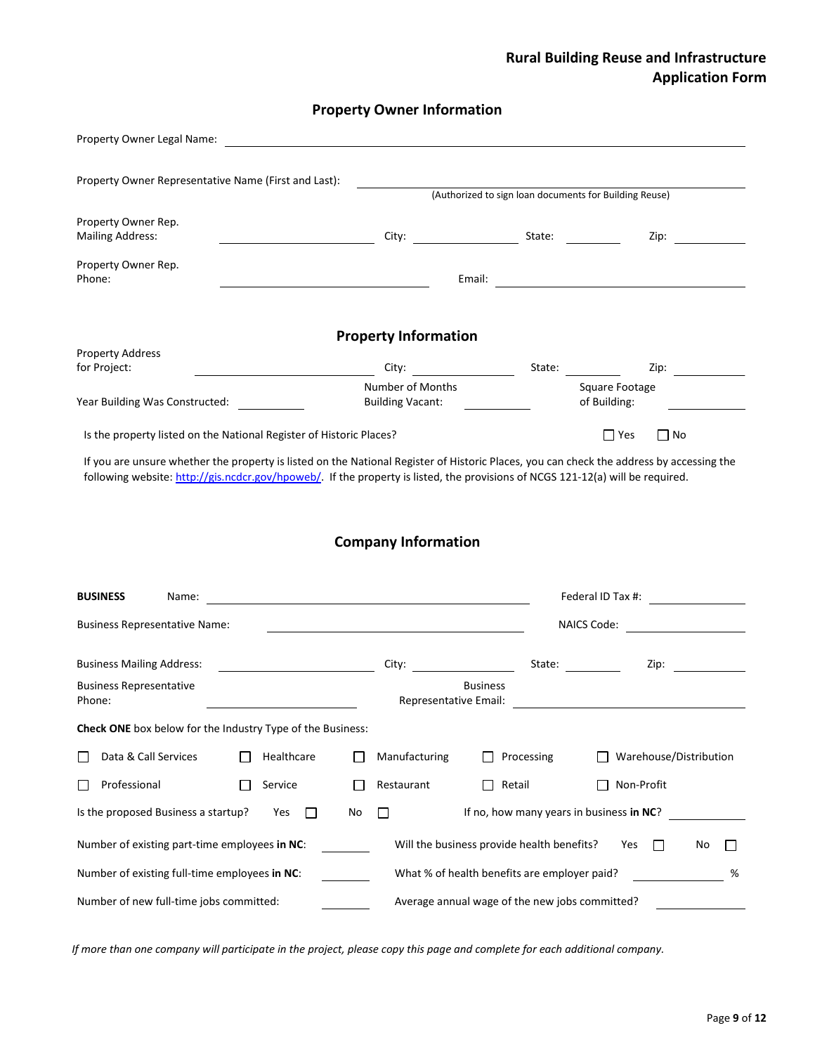# Rural Building Reuse and Infrastructure Application Form

## Property Owner Information

Property Owner Legal Name: ____________________

Property Owner Representative Name (First and Last): ____________________
(Authorized to sign loan documents for Building Reuse)

Property Owner Rep. Mailing Address: ____________________ City: __________ State: ______ Zip: ______

Property Owner Rep. Phone: ____________________ Email: ____________________

## Property Information

Property Address for Project: ____________________ City: __________ State: ______ Zip: ______

Year Building Was Constructed: ______ Number of Months Building Vacant: ______ Square Footage of Building: ______

Is the property listed on the National Register of Historic Places? ☐ Yes ☐ No

If you are unsure whether the property is listed on the National Register of Historic Places, you can check the address by accessing the following website: http://gis.ncdcr.gov/hpoweb/. If the property is listed, the provisions of NCGS 121-12(a) will be required.

## Company Information

**BUSINESS** Name: ____________________ Federal ID Tax #: __________

Business Representative Name: ____________________ NAICS Code: __________

Business Mailing Address: ____________________ City: __________ State: ______ Zip: ______

Business Representative Phone: ____________________ Business Representative Email: ____________________

**Check ONE** box below for the Industry Type of the Business:

☐ Data & Call Services ☐ Healthcare ☐ Manufacturing ☐ Processing ☐ Warehouse/Distribution

☐ Professional ☐ Service ☐ Restaurant ☐ Retail ☐ Non-Profit

Is the proposed Business a startup? Yes ☐ No ☐ If no, how many years in business **in NC**? ______

Number of existing part-time employees **in NC**: ______ Will the business provide health benefits? Yes ☐ No ☐

Number of existing full-time employees **in NC**: ______ What % of health benefits are employer paid? ______ %

Number of new full-time jobs committed: ______ Average annual wage of the new jobs committed? ______

*If more than one company will participate in the project, please copy this page and complete for each additional company.*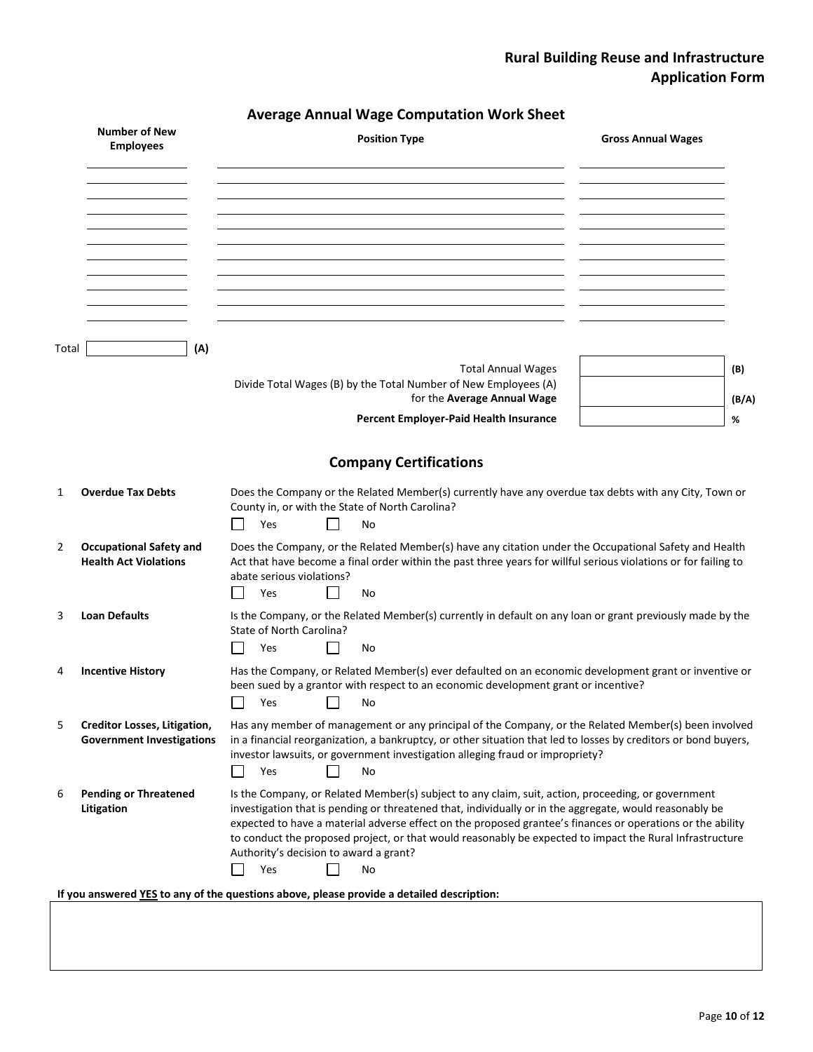## Rural Building Reuse and Infrastructure Application Form

### Average Annual Wage Computation Work Sheet

| Number of New Employees | Position Type | Gross Annual Wages |
|---|---|---|
| | | |
| | | |
| | | |
| | | |
| | | |
| | | |
| | | |
| | | |
| | | |
| | | |

Total ____________ **(A)**

| | | |
|---|---|---|
| Total Annual Wages | | **(B)** |
| Divide Total Wages (B) by the Total Number of New Employees (A) for the **Average Annual Wage** | | **(B/A)** |
| **Percent Employer-Paid Health Insurance** | | **%** |

### Company Certifications

1. **Overdue Tax Debts** — Does the Company or the Related Member(s) currently have any overdue tax debts with any City, Town or County in, or with the State of North Carolina?
   ☐ Yes ☐ No

2. **Occupational Safety and Health Act Violations** — Does the Company, or the Related Member(s) have any citation under the Occupational Safety and Health Act that have become a final order within the past three years for willful serious violations or for failing to abate serious violations?
   ☐ Yes ☐ No

3. **Loan Defaults** — Is the Company, or the Related Member(s) currently in default on any loan or grant previously made by the State of North Carolina?
   ☐ Yes ☐ No

4. **Incentive History** — Has the Company, or Related Member(s) ever defaulted on an economic development grant or inventive or been sued by a grantor with respect to an economic development grant or incentive?
   ☐ Yes ☐ No

5. **Creditor Losses, Litigation, Government Investigations** — Has any member of management or any principal of the Company, or the Related Member(s) been involved in a financial reorganization, a bankruptcy, or other situation that led to losses by creditors or bond buyers, investor lawsuits, or government investigation alleging fraud or impropriety?
   ☐ Yes ☐ No

6. **Pending or Threatened Litigation** — Is the Company, or Related Member(s) subject to any claim, suit, action, proceeding, or government investigation that is pending or threatened that, individually or in the aggregate, would reasonably be expected to have a material adverse effect on the proposed grantee's finances or operations or the ability to conduct the proposed project, or that would reasonably be expected to impact the Rural Infrastructure Authority's decision to award a grant?
   ☐ Yes ☐ No

**If you answered YES to any of the questions above, please provide a detailed description:**

| |
|---|
| |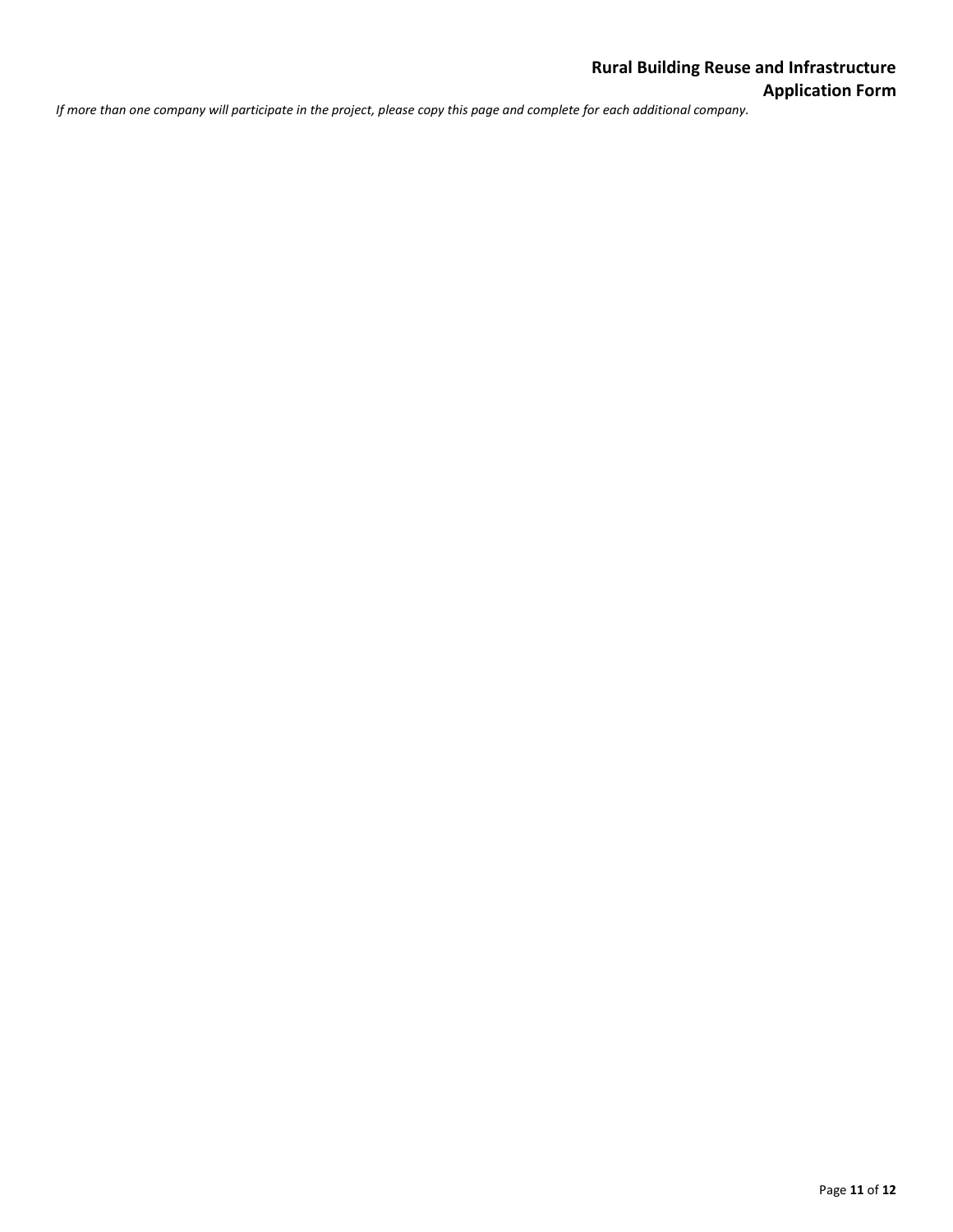*If more than one company will participate in the project, please copy this page and complete for each additional company.*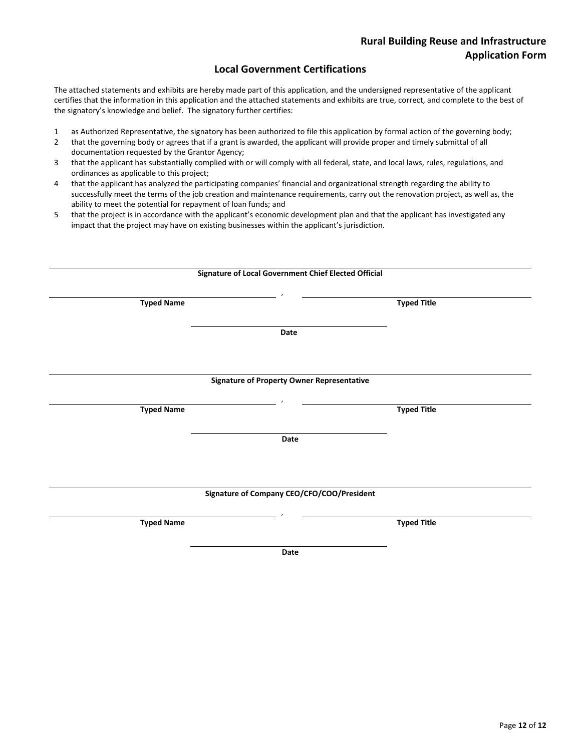## Rural Building Reuse and Infrastructure Application Form

### Local Government Certifications

The attached statements and exhibits are hereby made part of this application, and the undersigned representative of the applicant certifies that the information in this application and the attached statements and exhibits are true, correct, and complete to the best of the signatory's knowledge and belief. The signatory further certifies:

1. as Authorized Representative, the signatory has been authorized to file this application by formal action of the governing body;
2. that the governing body or agrees that if a grant is awarded, the applicant will provide proper and timely submittal of all documentation requested by the Grantor Agency;
3. that the applicant has substantially complied with or will comply with all federal, state, and local laws, rules, regulations, and ordinances as applicable to this project;
4. that the applicant has analyzed the participating companies' financial and organizational strength regarding the ability to successfully meet the terms of the job creation and maintenance requirements, carry out the renovation project, as well as, the ability to meet the potential for repayment of loan funds; and
5. that the project is in accordance with the applicant's economic development plan and that the applicant has investigated any impact that the project may have on existing businesses within the applicant's jurisdiction.

______________________________________________

**Signature of Local Government Chief Elected Official**

______________________ , ______________________

**Typed Name** **Typed Title**

______________________

**Date**

______________________________________________

**Signature of Property Owner Representative**

______________________ , ______________________

**Typed Name** **Typed Title**

______________________

**Date**

______________________________________________

**Signature of Company CEO/CFO/COO/President**

______________________ , ______________________

**Typed Name** **Typed Title**

______________________

**Date**